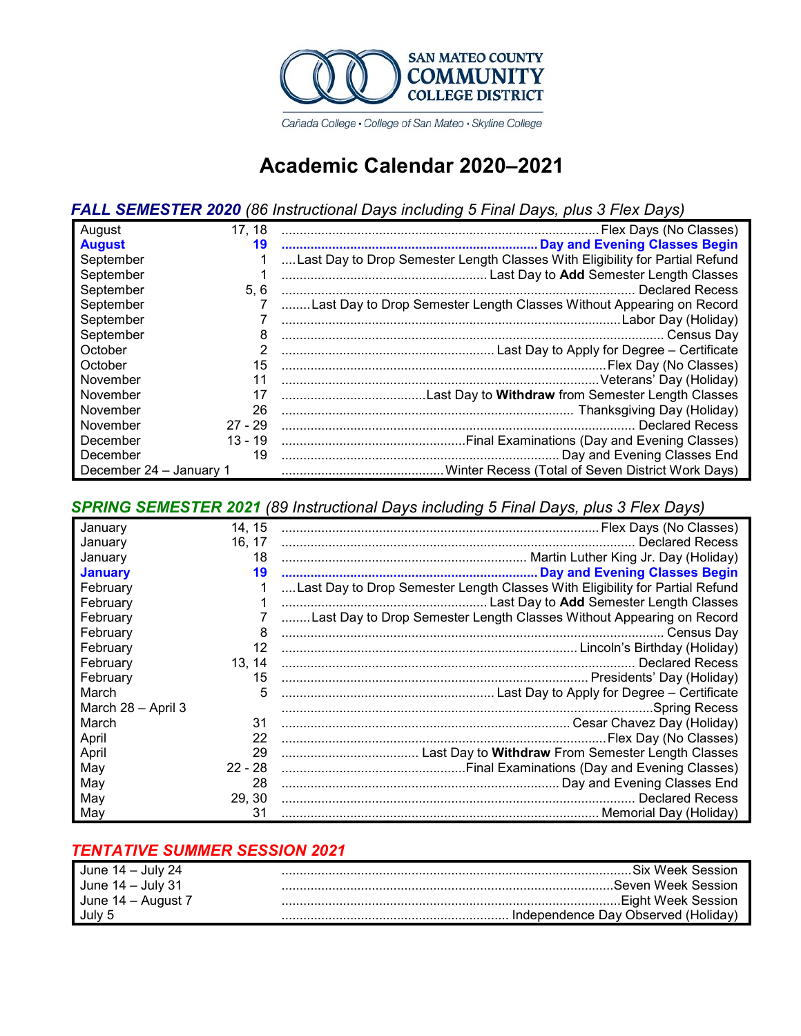SAN MATEO COUNTY COMMUNITY COLLEGE DISTRICT

Cañada College • College of San Mateo • Skyline College

# Academic Calendar 2020–2021

## FALL SEMESTER 2020 *(86 Instructional Days including 5 Final Days, plus 3 Flex Days)*

| Month | Day(s) | Event |
|---|---|---|
| August | 17, 18 | Flex Days (No Classes) |
| **August** | **19** | **Day and Evening Classes Begin** |
| September | 1 | Last Day to Drop Semester Length Classes With Eligibility for Partial Refund |
| September | 1 | Last Day to **Add** Semester Length Classes |
| September | 5, 6 | Declared Recess |
| September | 7 | Last Day to Drop Semester Length Classes Without Appearing on Record |
| September | 7 | Labor Day (Holiday) |
| September | 8 | Census Day |
| October | 2 | Last Day to Apply for Degree – Certificate |
| October | 15 | Flex Day (No Classes) |
| November | 11 | Veterans' Day (Holiday) |
| November | 17 | Last Day to **Withdraw** from Semester Length Classes |
| November | 26 | Thanksgiving Day (Holiday) |
| November | 27 - 29 | Declared Recess |
| December | 13 - 19 | Final Examinations (Day and Evening Classes) |
| December | 19 | Day and Evening Classes End |
| December 24 – January 1 | | Winter Recess (Total of Seven District Work Days) |

## SPRING SEMESTER 2021 *(89 Instructional Days including 5 Final Days, plus 3 Flex Days)*

| Month | Day(s) | Event |
|---|---|---|
| January | 14, 15 | Flex Days (No Classes) |
| January | 16, 17 | Declared Recess |
| January | 18 | Martin Luther King Jr. Day (Holiday) |
| **January** | **19** | **Day and Evening Classes Begin** |
| February | 1 | Last Day to Drop Semester Length Classes With Eligibility for Partial Refund |
| February | 1 | Last Day to **Add** Semester Length Classes |
| February | 7 | Last Day to Drop Semester Length Classes Without Appearing on Record |
| February | 8 | Census Day |
| February | 12 | Lincoln's Birthday (Holiday) |
| February | 13, 14 | Declared Recess |
| February | 15 | Presidents' Day (Holiday) |
| March | 5 | Last Day to Apply for Degree – Certificate |
| March 28 – April 3 | | Spring Recess |
| March | 31 | Cesar Chavez Day (Holiday) |
| April | 22 | Flex Day (No Classes) |
| April | 29 | Last Day to **Withdraw** From Semester Length Classes |
| May | 22 - 28 | Final Examinations (Day and Evening Classes) |
| May | 28 | Day and Evening Classes End |
| May | 29, 30 | Declared Recess |
| May | 31 | Memorial Day (Holiday) |

## TENTATIVE SUMMER SESSION 2021

| Dates | Event |
|---|---|
| June 14 – July 24 | Six Week Session |
| June 14 – July 31 | Seven Week Session |
| June 14 – August 7 | Eight Week Session |
| July 5 | Independence Day Observed (Holiday) |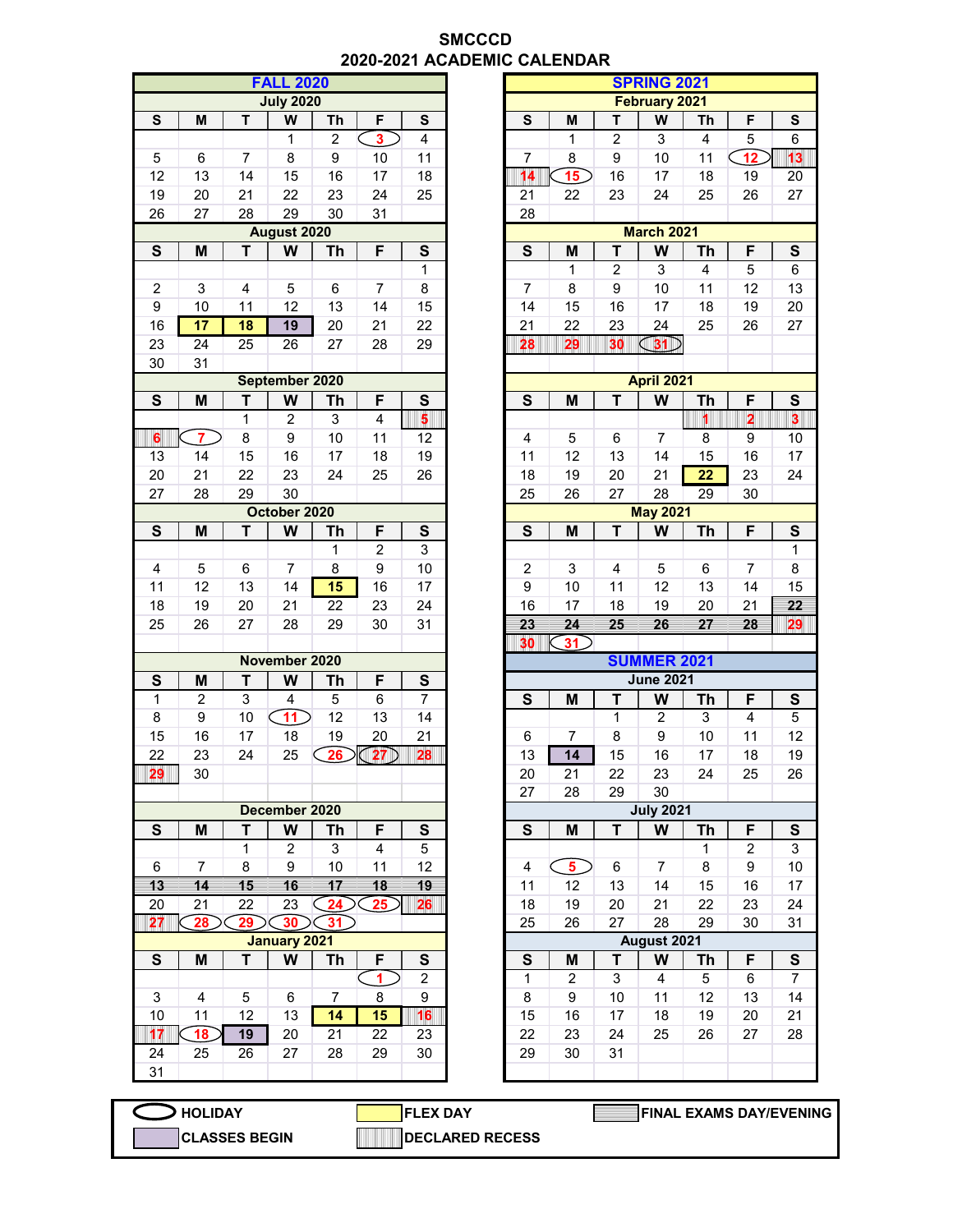# SMCCCD
## 2020-2021 ACADEMIC CALENDAR

## FALL 2020

### July 2020

| S | M | T | W | Th | F | S |
|---|---|---|---|---|---|---|
| | | | 1 | 2 | 3 | 4 |
| 5 | 6 | 7 | 8 | 9 | 10 | 11 |
| 12 | 13 | 14 | 15 | 16 | 17 | 18 |
| 19 | 20 | 21 | 22 | 23 | 24 | 25 |
| 26 | 27 | 28 | 29 | 30 | 31 | |

### August 2020

| S | M | T | W | Th | F | S |
|---|---|---|---|---|---|---|
| | | | | | | 1 |
| 2 | 3 | 4 | 5 | 6 | 7 | 8 |
| 9 | 10 | 11 | 12 | 13 | 14 | 15 |
| 16 | 17 | 18 | 19 | 20 | 21 | 22 |
| 23 | 24 | 25 | 26 | 27 | 28 | 29 |
| 30 | 31 | | | | | |

### September 2020

| S | M | T | W | Th | F | S |
|---|---|---|---|---|---|---|
| | | 1 | 2 | 3 | 4 | 5 |
| 6 | 7 | 8 | 9 | 10 | 11 | 12 |
| 13 | 14 | 15 | 16 | 17 | 18 | 19 |
| 20 | 21 | 22 | 23 | 24 | 25 | 26 |
| 27 | 28 | 29 | 30 | | | |

### October 2020

| S | M | T | W | Th | F | S |
|---|---|---|---|---|---|---|
| | | | | 1 | 2 | 3 |
| 4 | 5 | 6 | 7 | 8 | 9 | 10 |
| 11 | 12 | 13 | 14 | 15 | 16 | 17 |
| 18 | 19 | 20 | 21 | 22 | 23 | 24 |
| 25 | 26 | 27 | 28 | 29 | 30 | 31 |

### November 2020

| S | M | T | W | Th | F | S |
|---|---|---|---|---|---|---|
| 1 | 2 | 3 | 4 | 5 | 6 | 7 |
| 8 | 9 | 10 | 11 | 12 | 13 | 14 |
| 15 | 16 | 17 | 18 | 19 | 20 | 21 |
| 22 | 23 | 24 | 25 | 26 | 27 | 28 |
| 29 | 30 | | | | | |

### December 2020

| S | M | T | W | Th | F | S |
|---|---|---|---|---|---|---|
| | | 1 | 2 | 3 | 4 | 5 |
| 6 | 7 | 8 | 9 | 10 | 11 | 12 |
| 13 | 14 | 15 | 16 | 17 | 18 | 19 |
| 20 | 21 | 22 | 23 | 24 | 25 | 26 |
| 27 | 28 | 29 | 30 | 31 | | |

### January 2021

| S | M | T | W | Th | F | S |
|---|---|---|---|---|---|---|
| | | | | | 1 | 2 |
| 3 | 4 | 5 | 6 | 7 | 8 | 9 |
| 10 | 11 | 12 | 13 | 14 | 15 | 16 |
| 17 | 18 | 19 | 20 | 21 | 22 | 23 |
| 24 | 25 | 26 | 27 | 28 | 29 | 30 |
| 31 | | | | | | |

## SPRING 2021

### February 2021

| S | M | T | W | Th | F | S |
|---|---|---|---|---|---|---|
| | 1 | 2 | 3 | 4 | 5 | 6 |
| 7 | 8 | 9 | 10 | 11 | 12 | 13 |
| 14 | 15 | 16 | 17 | 18 | 19 | 20 |
| 21 | 22 | 23 | 24 | 25 | 26 | 27 |
| 28 | | | | | | |

### March 2021

| S | M | T | W | Th | F | S |
|---|---|---|---|---|---|---|
| | 1 | 2 | 3 | 4 | 5 | 6 |
| 7 | 8 | 9 | 10 | 11 | 12 | 13 |
| 14 | 15 | 16 | 17 | 18 | 19 | 20 |
| 21 | 22 | 23 | 24 | 25 | 26 | 27 |
| 28 | 29 | 30 | 31 | | | |

### April 2021

| S | M | T | W | Th | F | S |
|---|---|---|---|---|---|---|
| | | | | 1 | 2 | 3 |
| 4 | 5 | 6 | 7 | 8 | 9 | 10 |
| 11 | 12 | 13 | 14 | 15 | 16 | 17 |
| 18 | 19 | 20 | 21 | 22 | 23 | 24 |
| 25 | 26 | 27 | 28 | 29 | 30 | |

### May 2021

| S | M | T | W | Th | F | S |
|---|---|---|---|---|---|---|
| | | | | | | 1 |
| 2 | 3 | 4 | 5 | 6 | 7 | 8 |
| 9 | 10 | 11 | 12 | 13 | 14 | 15 |
| 16 | 17 | 18 | 19 | 20 | 21 | 22 |
| 23 | 24 | 25 | 26 | 27 | 28 | 29 |
| 30 | 31 | | | | | |

## SUMMER 2021

### June 2021

| S | M | T | W | Th | F | S |
|---|---|---|---|---|---|---|
| | | 1 | 2 | 3 | 4 | 5 |
| 6 | 7 | 8 | 9 | 10 | 11 | 12 |
| 13 | 14 | 15 | 16 | 17 | 18 | 19 |
| 20 | 21 | 22 | 23 | 24 | 25 | 26 |
| 27 | 28 | 29 | 30 | | | |

### July 2021

| S | M | T | W | Th | F | S |
|---|---|---|---|---|---|---|
| | | | | 1 | 2 | 3 |
| 4 | 5 | 6 | 7 | 8 | 9 | 10 |
| 11 | 12 | 13 | 14 | 15 | 16 | 17 |
| 18 | 19 | 20 | 21 | 22 | 23 | 24 |
| 25 | 26 | 27 | 28 | 29 | 30 | 31 |

### August 2021

| S | M | T | W | Th | F | S |
|---|---|---|---|---|---|---|
| 1 | 2 | 3 | 4 | 5 | 6 | 7 |
| 8 | 9 | 10 | 11 | 12 | 13 | 14 |
| 15 | 16 | 17 | 18 | 19 | 20 | 21 |
| 22 | 23 | 24 | 25 | 26 | 27 | 28 |
| 29 | 30 | 31 | | | | |

HOLIDAY | FLEX DAY | FINAL EXAMS DAY/EVENING

CLASSES BEGIN | DECLARED RECESS